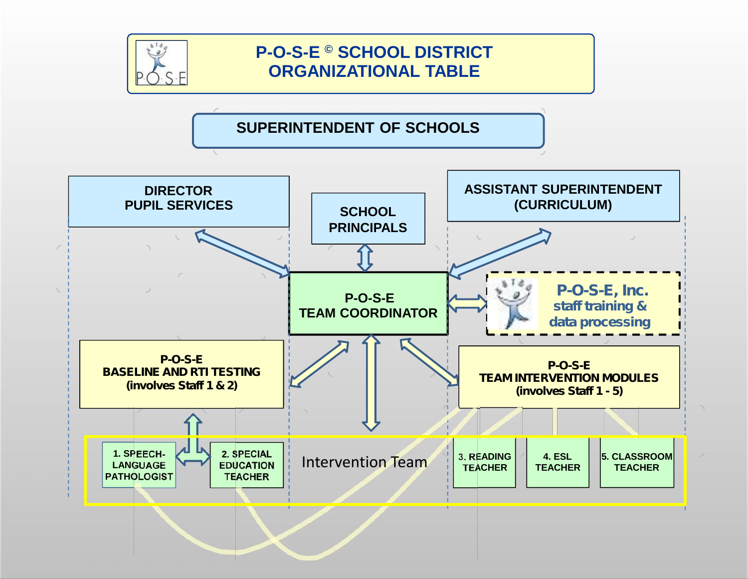# P-O-S-E © SCHOOL DISTRICT ORGANIZATIONAL TABLE

**SUPERINTENDENT OF SCHOOLS**

**DIRECTOR PUPIL SERVICES**

**SCHOOL PRINCIPALS**

**ASSISTANT SUPERINTENDENT (CURRICULUM)**

**P-O-S-E TEAM COORDINATOR**

**P-O-S-E, Inc.**
**staff training & data processing**

**P-O-S-E BASELINE AND RTI TESTING (involves Staff 1 & 2)**

**P-O-S-E TEAM INTERVENTION MODULES (involves Staff 1 - 5)**

Intervention Team

1. SPEECH-LANGUAGE PATHOLOGIST
2. SPECIAL EDUCATION TEACHER
3. READING TEACHER
4. ESL TEACHER
5. CLASSROOM TEACHER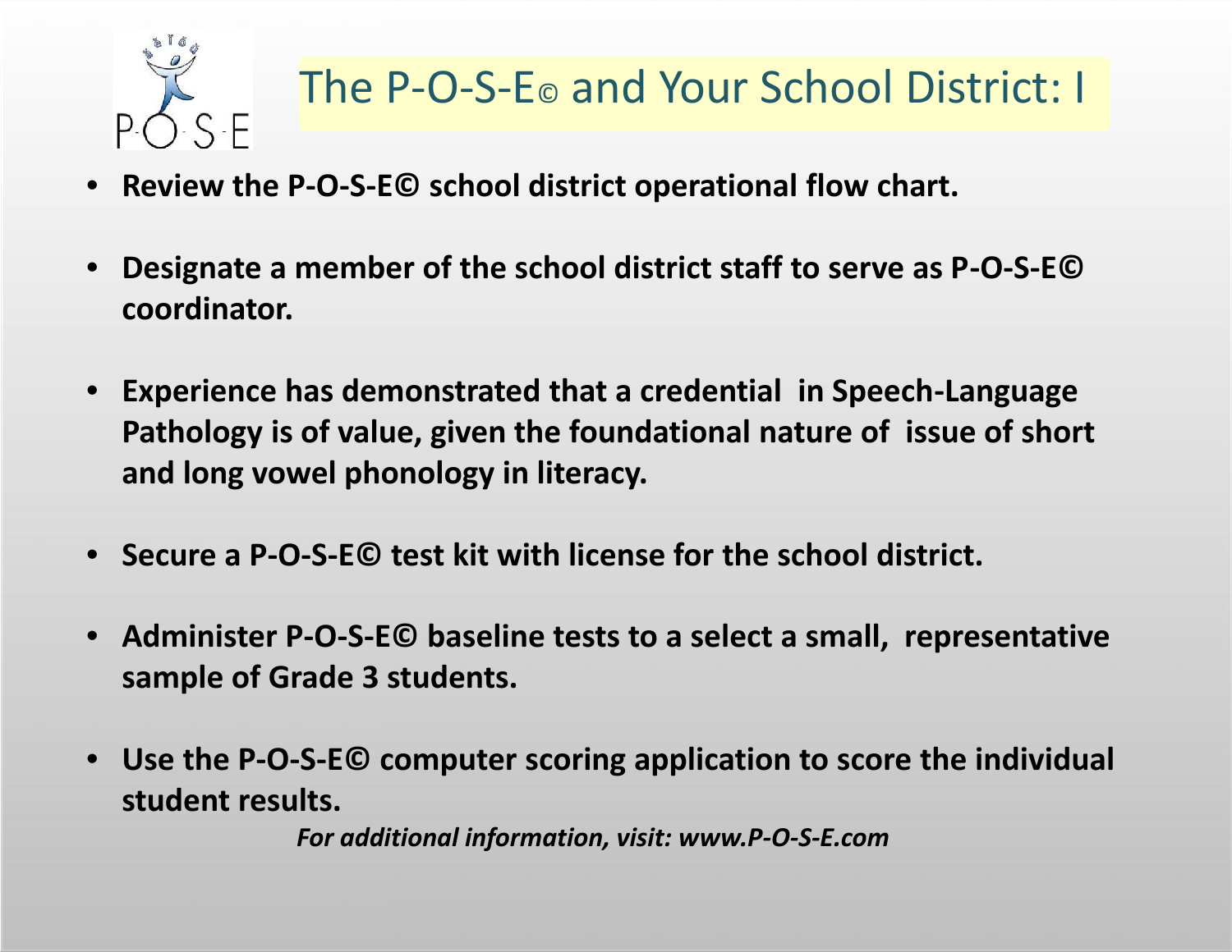# The P-O-S-E© and Your School District: I

- **Review the P-O-S-E© school district operational flow chart.**
- **Designate a member of the school district staff to serve as P-O-S-E© coordinator.**
- **Experience has demonstrated that a credential in Speech-Language Pathology is of value, given the foundational nature of issue of short and long vowel phonology in literacy.**
- **Secure a P-O-S-E© test kit with license for the school district.**
- **Administer P-O-S-E© baseline tests to a select a small, representative sample of Grade 3 students.**
- **Use the P-O-S-E© computer scoring application to score the individual student results.**

***For additional information, visit: www.P-O-S-E.com***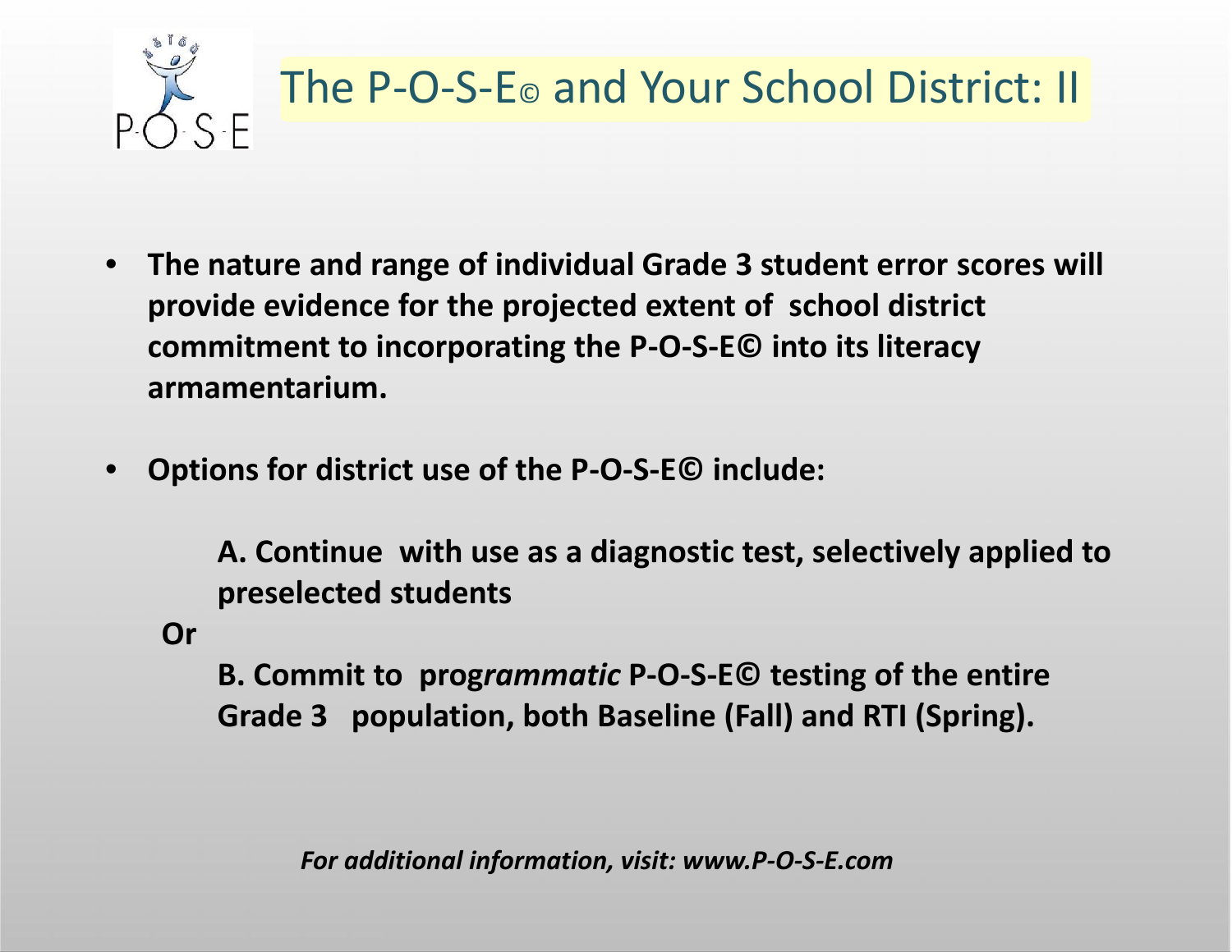# The P-O-S-E© and Your School District: II

- **The nature and range of individual Grade 3 student error scores will provide evidence for the projected extent of school district commitment to incorporating the P-O-S-E© into its literacy armamentarium.**

- **Options for district use of the P-O-S-E© include:**

  **A. Continue with use as a diagnostic test, selectively applied to preselected students**

  **Or**

  **B. Commit to prog*rammatic* P-O-S-E© testing of the entire Grade 3 population, both Baseline (Fall) and RTI (Spring).**

***For additional information, visit: www.P-O-S-E.com***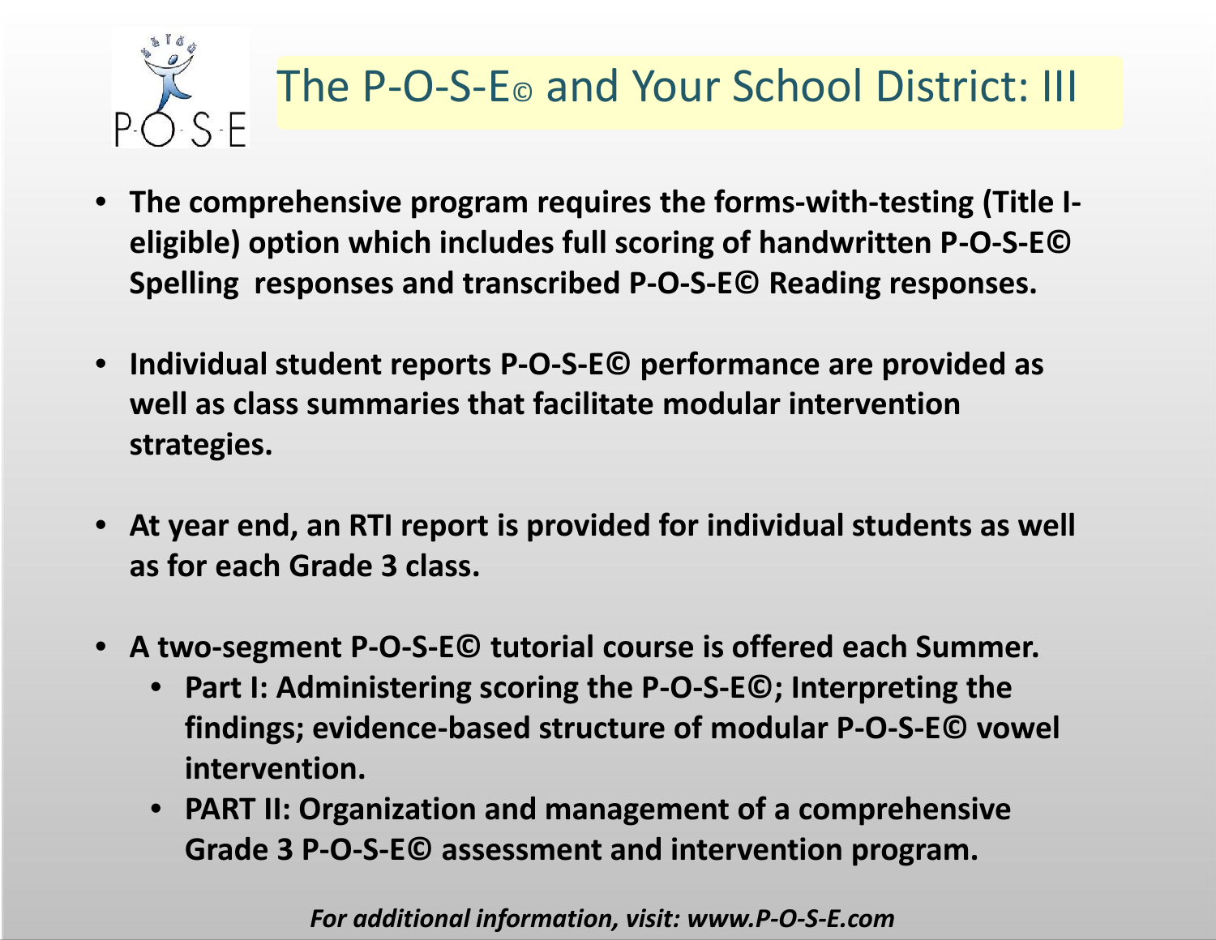# The P-O-S-E© and Your School District: III

- **The comprehensive program requires the forms-with-testing (Title I-eligible) option which includes full scoring of handwritten P-O-S-E© Spelling responses and transcribed P-O-S-E© Reading responses.**

- **Individual student reports P-O-S-E© performance are provided as well as class summaries that facilitate modular intervention strategies.**

- **At year end, an RTI report is provided for individual students as well as for each Grade 3 class.**

- **A two-segment P-O-S-E© tutorial course is offered each Summer.**
  - **Part I: Administering scoring the P-O-S-E©; Interpreting the findings; evidence-based structure of modular P-O-S-E© vowel intervention.**
  - **PART II: Organization and management of a comprehensive Grade 3 P-O-S-E© assessment and intervention program.**

***For additional information, visit: www.P-O-S-E.com***